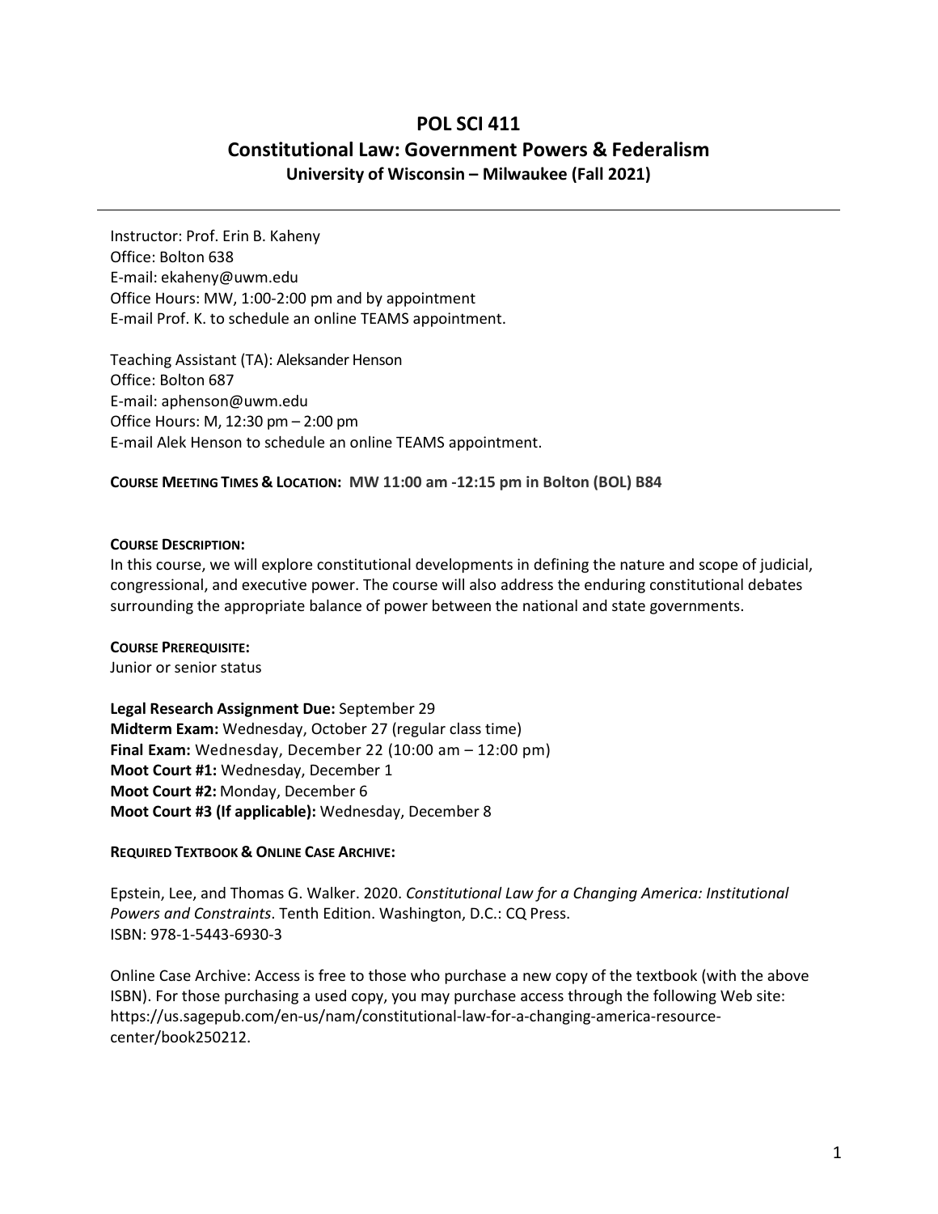# POL SCI 411

## Constitutional Law: Government Powers & Federalism

### University of Wisconsin – Milwaukee (Fall 2021)

---

Instructor: Prof. Erin B. Kaheny
Office: Bolton 638
E-mail: ekaheny@uwm.edu
Office Hours: MW, 1:00-2:00 pm and by appointment
E-mail Prof. K. to schedule an online TEAMS appointment.

Teaching Assistant (TA): Aleksander Henson
Office: Bolton 687
E-mail: aphenson@uwm.edu
Office Hours: M, 12:30 pm – 2:00 pm
E-mail Alek Henson to schedule an online TEAMS appointment.

**COURSE MEETING TIMES & LOCATION: MW 11:00 am -12:15 pm in Bolton (BOL) B84**

**COURSE DESCRIPTION:**
In this course, we will explore constitutional developments in defining the nature and scope of judicial, congressional, and executive power. The course will also address the enduring constitutional debates surrounding the appropriate balance of power between the national and state governments.

**COURSE PREREQUISITE:**
Junior or senior status

**Legal Research Assignment Due:** September 29
**Midterm Exam:** Wednesday, October 27 (regular class time)
**Final Exam:** Wednesday, December 22 (10:00 am – 12:00 pm)
**Moot Court #1:** Wednesday, December 1
**Moot Court #2:** Monday, December 6
**Moot Court #3 (If applicable):** Wednesday, December 8

**REQUIRED TEXTBOOK & ONLINE CASE ARCHIVE:**

Epstein, Lee, and Thomas G. Walker. 2020. *Constitutional Law for a Changing America: Institutional Powers and Constraints*. Tenth Edition. Washington, D.C.: CQ Press.
ISBN: 978-1-5443-6930-3

Online Case Archive: Access is free to those who purchase a new copy of the textbook (with the above ISBN). For those purchasing a used copy, you may purchase access through the following Web site: https://us.sagepub.com/en-us/nam/constitutional-law-for-a-changing-america-resource-center/book250212.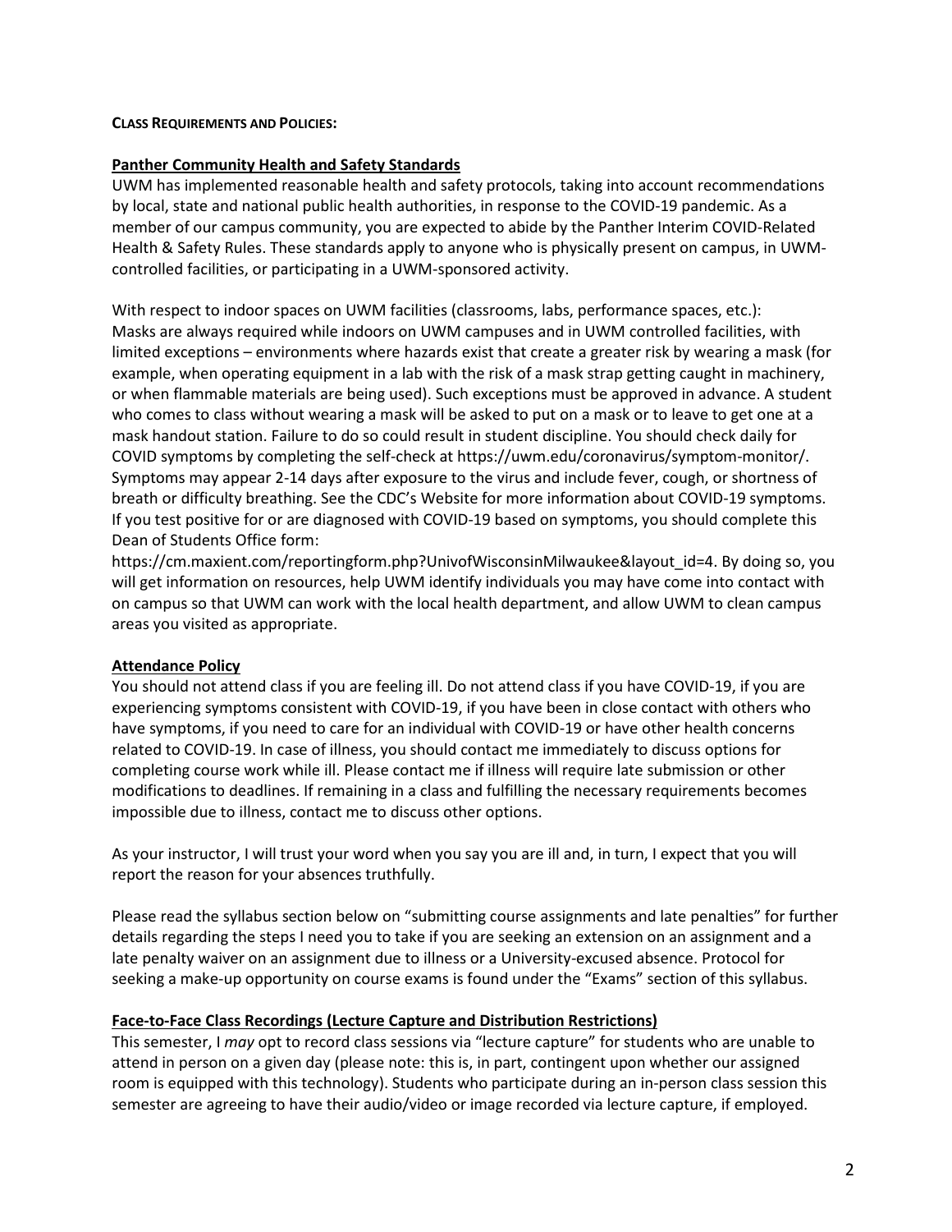**CLASS REQUIREMENTS AND POLICIES:**

**Panther Community Health and Safety Standards**

UWM has implemented reasonable health and safety protocols, taking into account recommendations by local, state and national public health authorities, in response to the COVID-19 pandemic. As a member of our campus community, you are expected to abide by the Panther Interim COVID-Related Health & Safety Rules. These standards apply to anyone who is physically present on campus, in UWM-controlled facilities, or participating in a UWM-sponsored activity.

With respect to indoor spaces on UWM facilities (classrooms, labs, performance spaces, etc.): Masks are always required while indoors on UWM campuses and in UWM controlled facilities, with limited exceptions – environments where hazards exist that create a greater risk by wearing a mask (for example, when operating equipment in a lab with the risk of a mask strap getting caught in machinery, or when flammable materials are being used). Such exceptions must be approved in advance. A student who comes to class without wearing a mask will be asked to put on a mask or to leave to get one at a mask handout station. Failure to do so could result in student discipline. You should check daily for COVID symptoms by completing the self-check at https://uwm.edu/coronavirus/symptom-monitor/. Symptoms may appear 2-14 days after exposure to the virus and include fever, cough, or shortness of breath or difficulty breathing. See the CDC's Website for more information about COVID-19 symptoms. If you test positive for or are diagnosed with COVID-19 based on symptoms, you should complete this Dean of Students Office form: https://cm.maxient.com/reportingform.php?UnivofWisconsinMilwaukee&layout_id=4. By doing so, you will get information on resources, help UWM identify individuals you may have come into contact with on campus so that UWM can work with the local health department, and allow UWM to clean campus areas you visited as appropriate.

**Attendance Policy**

You should not attend class if you are feeling ill. Do not attend class if you have COVID-19, if you are experiencing symptoms consistent with COVID-19, if you have been in close contact with others who have symptoms, if you need to care for an individual with COVID-19 or have other health concerns related to COVID-19. In case of illness, you should contact me immediately to discuss options for completing course work while ill. Please contact me if illness will require late submission or other modifications to deadlines. If remaining in a class and fulfilling the necessary requirements becomes impossible due to illness, contact me to discuss other options.

As your instructor, I will trust your word when you say you are ill and, in turn, I expect that you will report the reason for your absences truthfully.

Please read the syllabus section below on "submitting course assignments and late penalties" for further details regarding the steps I need you to take if you are seeking an extension on an assignment and a late penalty waiver on an assignment due to illness or a University-excused absence. Protocol for seeking a make-up opportunity on course exams is found under the "Exams" section of this syllabus.

**Face-to-Face Class Recordings (Lecture Capture and Distribution Restrictions)**

This semester, I *may* opt to record class sessions via "lecture capture" for students who are unable to attend in person on a given day (please note: this is, in part, contingent upon whether our assigned room is equipped with this technology). Students who participate during an in-person class session this semester are agreeing to have their audio/video or image recorded via lecture capture, if employed.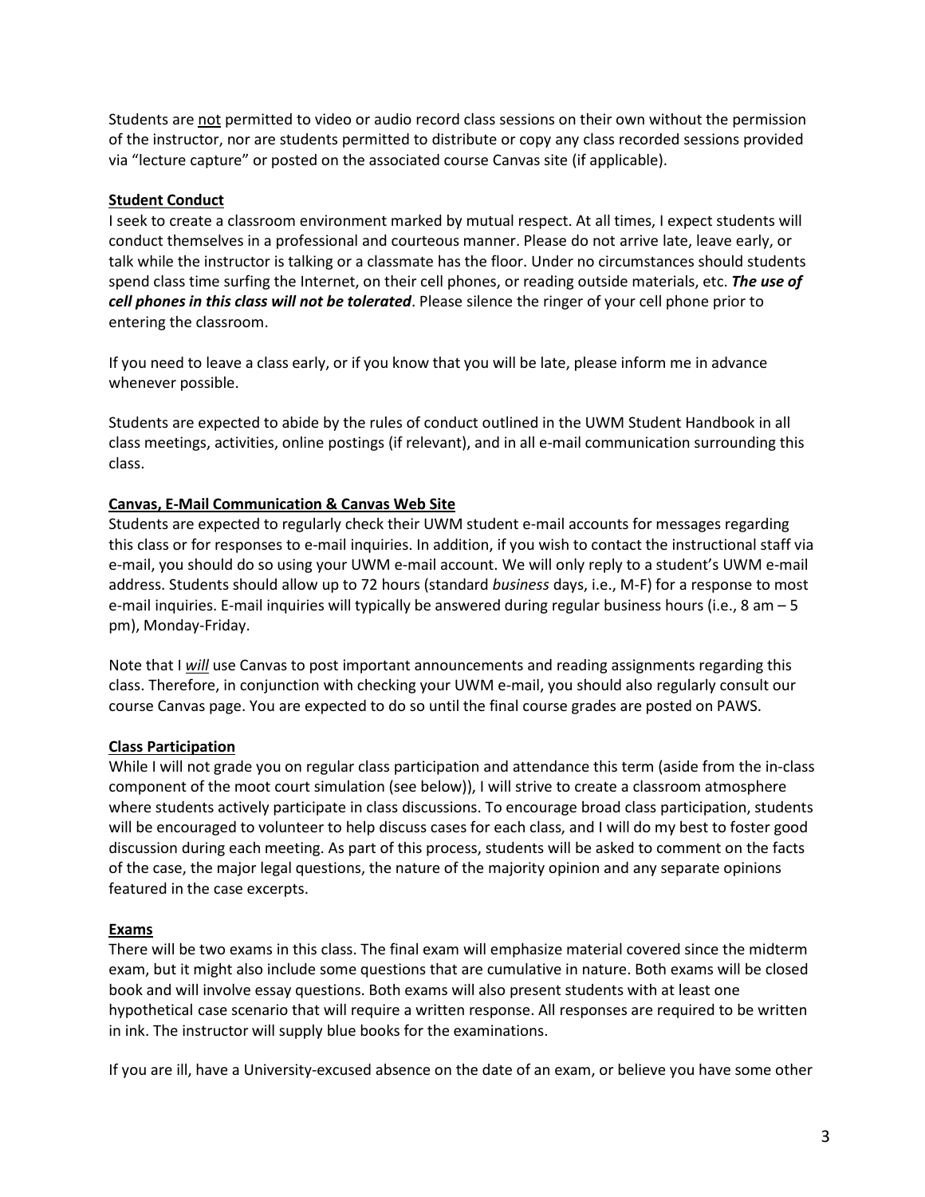Students are not permitted to video or audio record class sessions on their own without the permission of the instructor, nor are students permitted to distribute or copy any class recorded sessions provided via "lecture capture" or posted on the associated course Canvas site (if applicable).

## Student Conduct

I seek to create a classroom environment marked by mutual respect. At all times, I expect students will conduct themselves in a professional and courteous manner. Please do not arrive late, leave early, or talk while the instructor is talking or a classmate has the floor. Under no circumstances should students spend class time surfing the Internet, on their cell phones, or reading outside materials, etc. ***The use of cell phones in this class will not be tolerated***. Please silence the ringer of your cell phone prior to entering the classroom.

If you need to leave a class early, or if you know that you will be late, please inform me in advance whenever possible.

Students are expected to abide by the rules of conduct outlined in the UWM Student Handbook in all class meetings, activities, online postings (if relevant), and in all e-mail communication surrounding this class.

## Canvas, E-Mail Communication & Canvas Web Site

Students are expected to regularly check their UWM student e-mail accounts for messages regarding this class or for responses to e-mail inquiries. In addition, if you wish to contact the instructional staff via e-mail, you should do so using your UWM e-mail account. We will only reply to a student's UWM e-mail address. Students should allow up to 72 hours (standard *business* days, i.e., M-F) for a response to most e-mail inquiries. E-mail inquiries will typically be answered during regular business hours (i.e., 8 am – 5 pm), Monday-Friday.

Note that I ***will*** use Canvas to post important announcements and reading assignments regarding this class. Therefore, in conjunction with checking your UWM e-mail, you should also regularly consult our course Canvas page. You are expected to do so until the final course grades are posted on PAWS.

## Class Participation

While I will not grade you on regular class participation and attendance this term (aside from the in-class component of the moot court simulation (see below)), I will strive to create a classroom atmosphere where students actively participate in class discussions. To encourage broad class participation, students will be encouraged to volunteer to help discuss cases for each class, and I will do my best to foster good discussion during each meeting. As part of this process, students will be asked to comment on the facts of the case, the major legal questions, the nature of the majority opinion and any separate opinions featured in the case excerpts.

## Exams

There will be two exams in this class. The final exam will emphasize material covered since the midterm exam, but it might also include some questions that are cumulative in nature. Both exams will be closed book and will involve essay questions. Both exams will also present students with at least one hypothetical case scenario that will require a written response. All responses are required to be written in ink. The instructor will supply blue books for the examinations.

If you are ill, have a University-excused absence on the date of an exam, or believe you have some other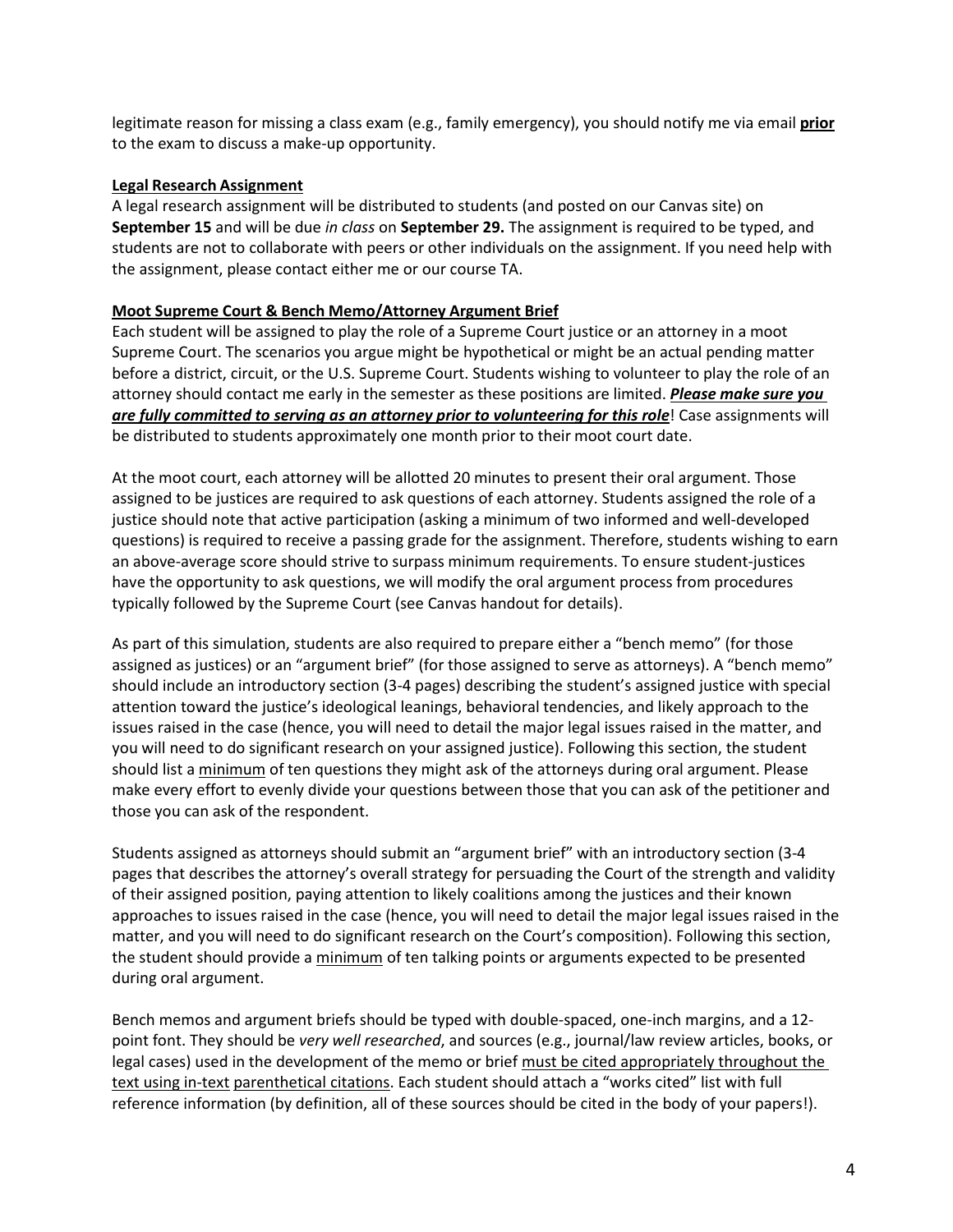legitimate reason for missing a class exam (e.g., family emergency), you should notify me via email **<u>prior</u>** to the exam to discuss a make-up opportunity.

**<u>Legal Research Assignment</u>**

A legal research assignment will be distributed to students (and posted on our Canvas site) on **September 15** and will be due *in class* on **September 29.** The assignment is required to be typed, and students are not to collaborate with peers or other individuals on the assignment. If you need help with the assignment, please contact either me or our course TA.

**<u>Moot Supreme Court & Bench Memo/Attorney Argument Brief</u>**

Each student will be assigned to play the role of a Supreme Court justice or an attorney in a moot Supreme Court. The scenarios you argue might be hypothetical or might be an actual pending matter before a district, circuit, or the U.S. Supreme Court. Students wishing to volunteer to play the role of an attorney should contact me early in the semester as these positions are limited. ***<u>Please make sure you are fully committed to serving as an attorney prior to volunteering for this role</u>***! Case assignments will be distributed to students approximately one month prior to their moot court date.

At the moot court, each attorney will be allotted 20 minutes to present their oral argument. Those assigned to be justices are required to ask questions of each attorney. Students assigned the role of a justice should note that active participation (asking a minimum of two informed and well-developed questions) is required to receive a passing grade for the assignment. Therefore, students wishing to earn an above-average score should strive to surpass minimum requirements. To ensure student-justices have the opportunity to ask questions, we will modify the oral argument process from procedures typically followed by the Supreme Court (see Canvas handout for details).

As part of this simulation, students are also required to prepare either a "bench memo" (for those assigned as justices) or an "argument brief" (for those assigned to serve as attorneys). A "bench memo" should include an introductory section (3-4 pages) describing the student's assigned justice with special attention toward the justice's ideological leanings, behavioral tendencies, and likely approach to the issues raised in the case (hence, you will need to detail the major legal issues raised in the matter, and you will need to do significant research on your assigned justice). Following this section, the student should list a <u>minimum</u> of ten questions they might ask of the attorneys during oral argument. Please make every effort to evenly divide your questions between those that you can ask of the petitioner and those you can ask of the respondent.

Students assigned as attorneys should submit an "argument brief" with an introductory section (3-4 pages that describes the attorney's overall strategy for persuading the Court of the strength and validity of their assigned position, paying attention to likely coalitions among the justices and their known approaches to issues raised in the case (hence, you will need to detail the major legal issues raised in the matter, and you will need to do significant research on the Court's composition). Following this section, the student should provide a <u>minimum</u> of ten talking points or arguments expected to be presented during oral argument.

Bench memos and argument briefs should be typed with double-spaced, one-inch margins, and a 12-point font. They should be *very well researched*, and sources (e.g., journal/law review articles, books, or legal cases) used in the development of the memo or brief <u>must be cited appropriately throughout the text using in-text parenthetical citations</u>. Each student should attach a "works cited" list with full reference information (by definition, all of these sources should be cited in the body of your papers!).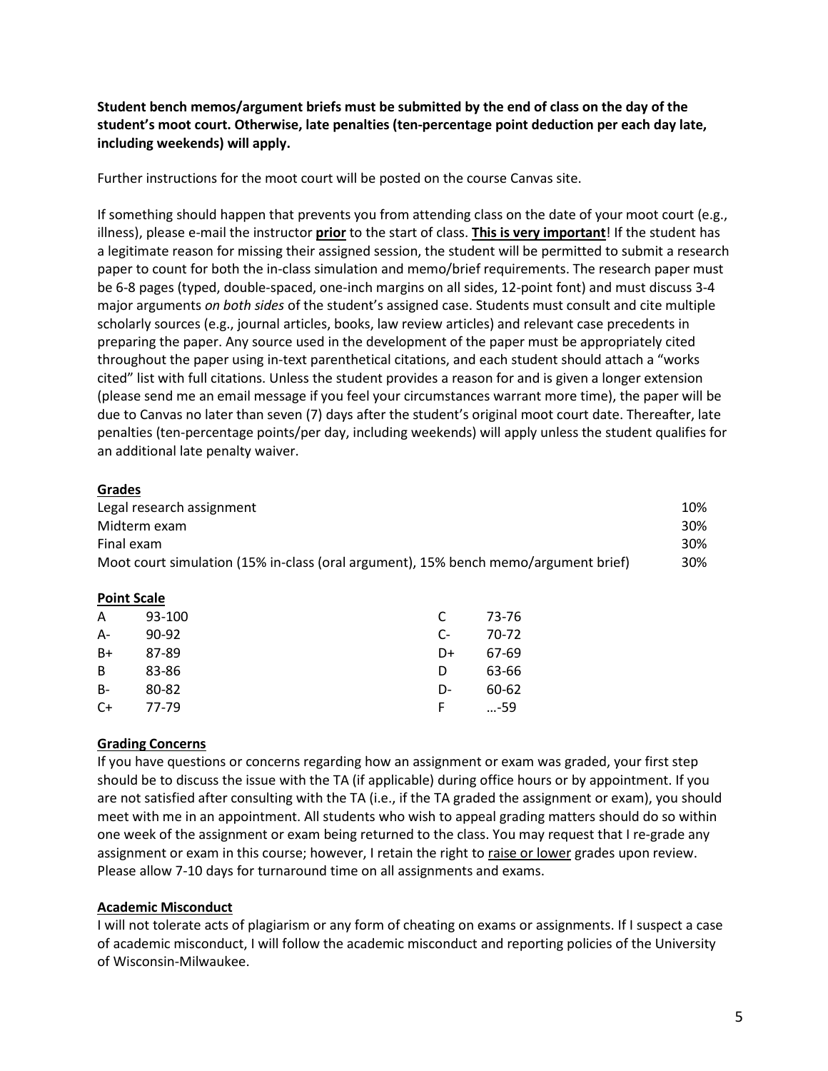**Student bench memos/argument briefs must be submitted by the end of class on the day of the student's moot court. Otherwise, late penalties (ten-percentage point deduction per each day late, including weekends) will apply.**

Further instructions for the moot court will be posted on the course Canvas site.

If something should happen that prevents you from attending class on the date of your moot court (e.g., illness), please e-mail the instructor **prior** to the start of class. **This is very important**! If the student has a legitimate reason for missing their assigned session, the student will be permitted to submit a research paper to count for both the in-class simulation and memo/brief requirements. The research paper must be 6-8 pages (typed, double-spaced, one-inch margins on all sides, 12-point font) and must discuss 3-4 major arguments *on both sides* of the student's assigned case. Students must consult and cite multiple scholarly sources (e.g., journal articles, books, law review articles) and relevant case precedents in preparing the paper. Any source used in the development of the paper must be appropriately cited throughout the paper using in-text parenthetical citations, and each student should attach a "works cited" list with full citations. Unless the student provides a reason for and is given a longer extension (please send me an email message if you feel your circumstances warrant more time), the paper will be due to Canvas no later than seven (7) days after the student's original moot court date. Thereafter, late penalties (ten-percentage points/per day, including weekends) will apply unless the student qualifies for an additional late penalty waiver.

## Grades

| | |
|---|---|
| Legal research assignment | 10% |
| Midterm exam | 30% |
| Final exam | 30% |
| Moot court simulation (15% in-class (oral argument), 15% bench memo/argument brief) | 30% |

## Point Scale

| | | | |
|---|---|---|---|
| A | 93-100 | C | 73-76 |
| A- | 90-92 | C- | 70-72 |
| B+ | 87-89 | D+ | 67-69 |
| B | 83-86 | D | 63-66 |
| B- | 80-82 | D- | 60-62 |
| C+ | 77-79 | F | …-59 |

## Grading Concerns

If you have questions or concerns regarding how an assignment or exam was graded, your first step should be to discuss the issue with the TA (if applicable) during office hours or by appointment. If you are not satisfied after consulting with the TA (i.e., if the TA graded the assignment or exam), you should meet with me in an appointment. All students who wish to appeal grading matters should do so within one week of the assignment or exam being returned to the class. You may request that I re-grade any assignment or exam in this course; however, I retain the right to raise or lower grades upon review. Please allow 7-10 days for turnaround time on all assignments and exams.

## Academic Misconduct

I will not tolerate acts of plagiarism or any form of cheating on exams or assignments. If I suspect a case of academic misconduct, I will follow the academic misconduct and reporting policies of the University of Wisconsin-Milwaukee.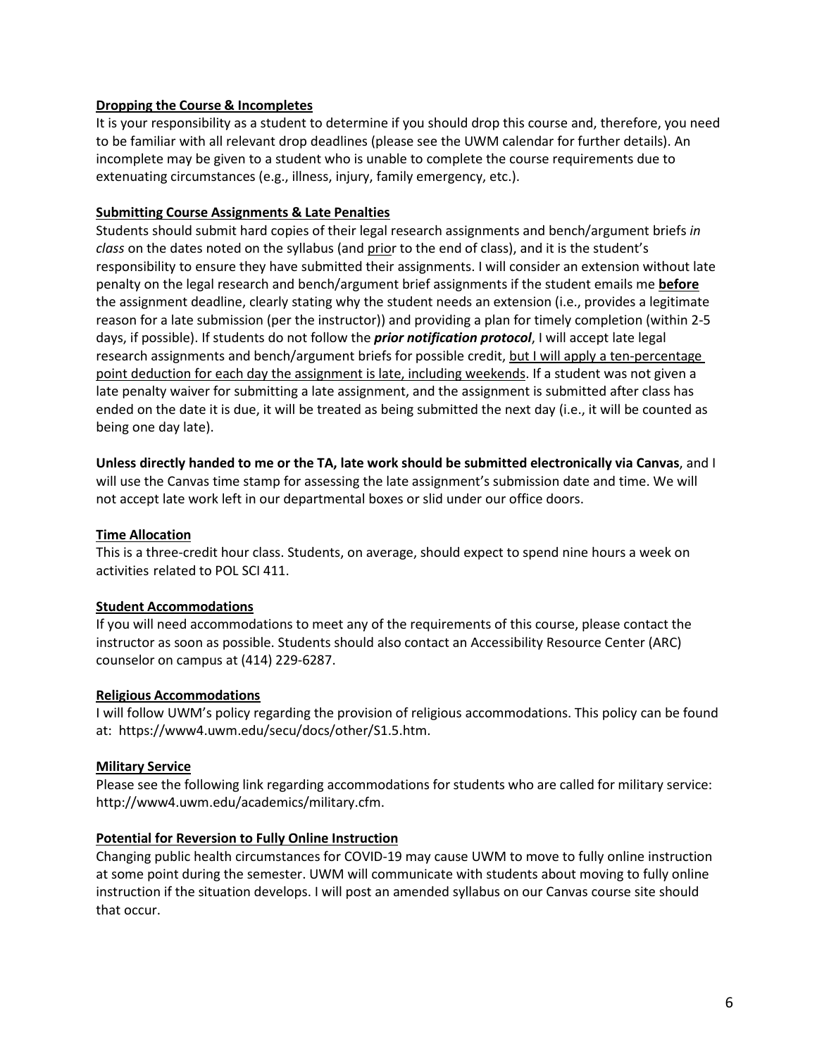**Dropping the Course & Incompletes**

It is your responsibility as a student to determine if you should drop this course and, therefore, you need to be familiar with all relevant drop deadlines (please see the UWM calendar for further details). An incomplete may be given to a student who is unable to complete the course requirements due to extenuating circumstances (e.g., illness, injury, family emergency, etc.).

**Submitting Course Assignments & Late Penalties**

Students should submit hard copies of their legal research assignments and bench/argument briefs *in class* on the dates noted on the syllabus (and prior to the end of class), and it is the student's responsibility to ensure they have submitted their assignments. I will consider an extension without late penalty on the legal research and bench/argument brief assignments if the student emails me **before** the assignment deadline, clearly stating why the student needs an extension (i.e., provides a legitimate reason for a late submission (per the instructor)) and providing a plan for timely completion (within 2-5 days, if possible). If students do not follow the ***prior notification protocol***, I will accept late legal research assignments and bench/argument briefs for possible credit, but I will apply a ten-percentage point deduction for each day the assignment is late, including weekends. If a student was not given a late penalty waiver for submitting a late assignment, and the assignment is submitted after class has ended on the date it is due, it will be treated as being submitted the next day (i.e., it will be counted as being one day late).

**Unless directly handed to me or the TA, late work should be submitted electronically via Canvas**, and I will use the Canvas time stamp for assessing the late assignment's submission date and time. We will not accept late work left in our departmental boxes or slid under our office doors.

**Time Allocation**

This is a three-credit hour class. Students, on average, should expect to spend nine hours a week on activities related to POL SCI 411.

**Student Accommodations**

If you will need accommodations to meet any of the requirements of this course, please contact the instructor as soon as possible. Students should also contact an Accessibility Resource Center (ARC) counselor on campus at (414) 229-6287.

**Religious Accommodations**

I will follow UWM's policy regarding the provision of religious accommodations. This policy can be found at: https://www4.uwm.edu/secu/docs/other/S1.5.htm.

**Military Service**

Please see the following link regarding accommodations for students who are called for military service: http://www4.uwm.edu/academics/military.cfm.

**Potential for Reversion to Fully Online Instruction**

Changing public health circumstances for COVID-19 may cause UWM to move to fully online instruction at some point during the semester. UWM will communicate with students about moving to fully online instruction if the situation develops. I will post an amended syllabus on our Canvas course site should that occur.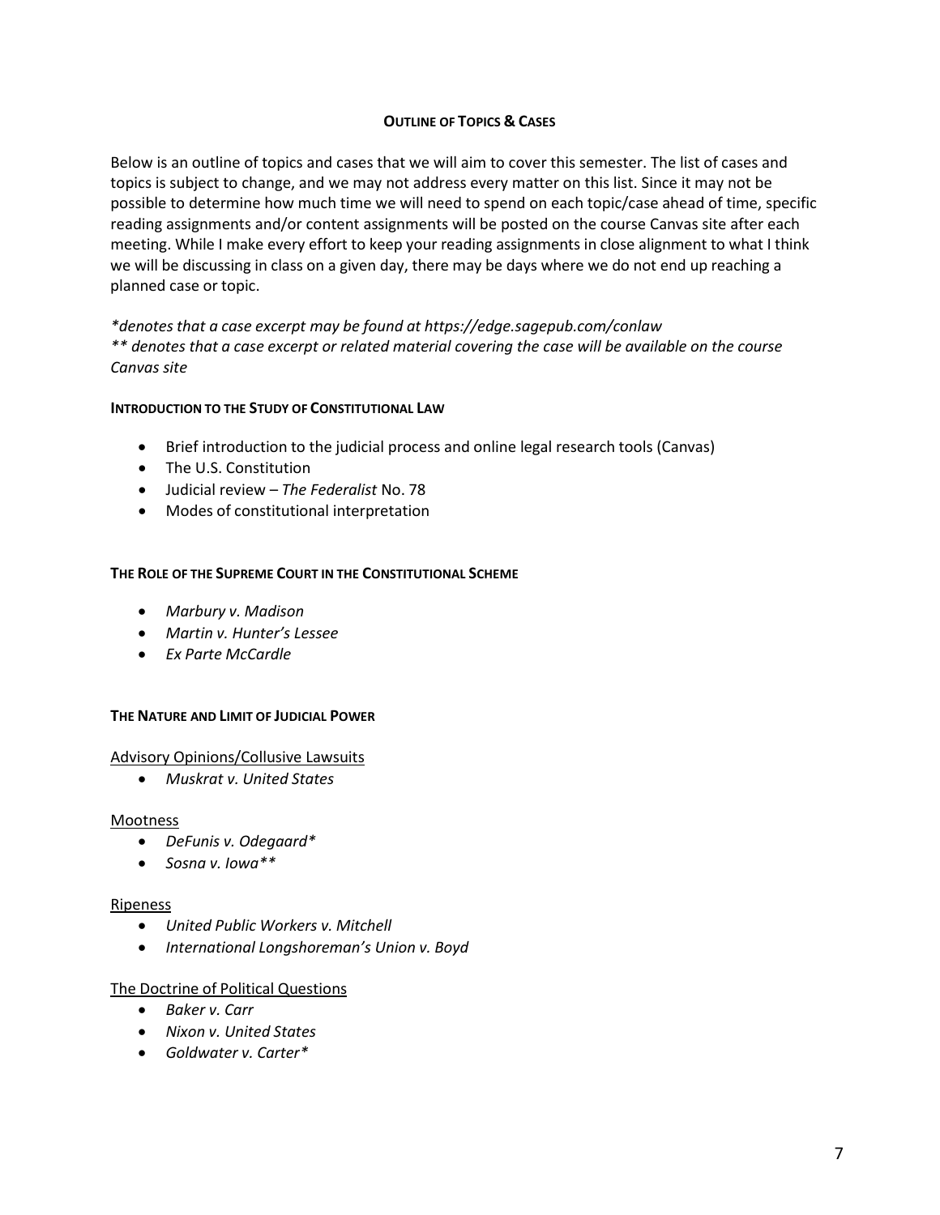## OUTLINE OF TOPICS & CASES

Below is an outline of topics and cases that we will aim to cover this semester. The list of cases and topics is subject to change, and we may not address every matter on this list. Since it may not be possible to determine how much time we will need to spend on each topic/case ahead of time, specific reading assignments and/or content assignments will be posted on the course Canvas site after each meeting. While I make every effort to keep your reading assignments in close alignment to what I think we will be discussing in class on a given day, there may be days where we do not end up reaching a planned case or topic.

*\*denotes that a case excerpt may be found at https://edge.sagepub.com/conlaw*
*\*\* denotes that a case excerpt or related material covering the case will be available on the course Canvas site*

### INTRODUCTION TO THE STUDY OF CONSTITUTIONAL LAW

- Brief introduction to the judicial process and online legal research tools (Canvas)
- The U.S. Constitution
- Judicial review – *The Federalist* No. 78
- Modes of constitutional interpretation

### THE ROLE OF THE SUPREME COURT IN THE CONSTITUTIONAL SCHEME

- *Marbury v. Madison*
- *Martin v. Hunter's Lessee*
- *Ex Parte McCardle*

### THE NATURE AND LIMIT OF JUDICIAL POWER

<u>Advisory Opinions/Collusive Lawsuits</u>

- *Muskrat v. United States*

<u>Mootness</u>

- *DeFunis v. Odegaard\**
- *Sosna v. Iowa\*\**

<u>Ripeness</u>

- *United Public Workers v. Mitchell*
- *International Longshoreman's Union v. Boyd*

<u>The Doctrine of Political Questions</u>

- *Baker v. Carr*
- *Nixon v. United States*
- *Goldwater v. Carter\**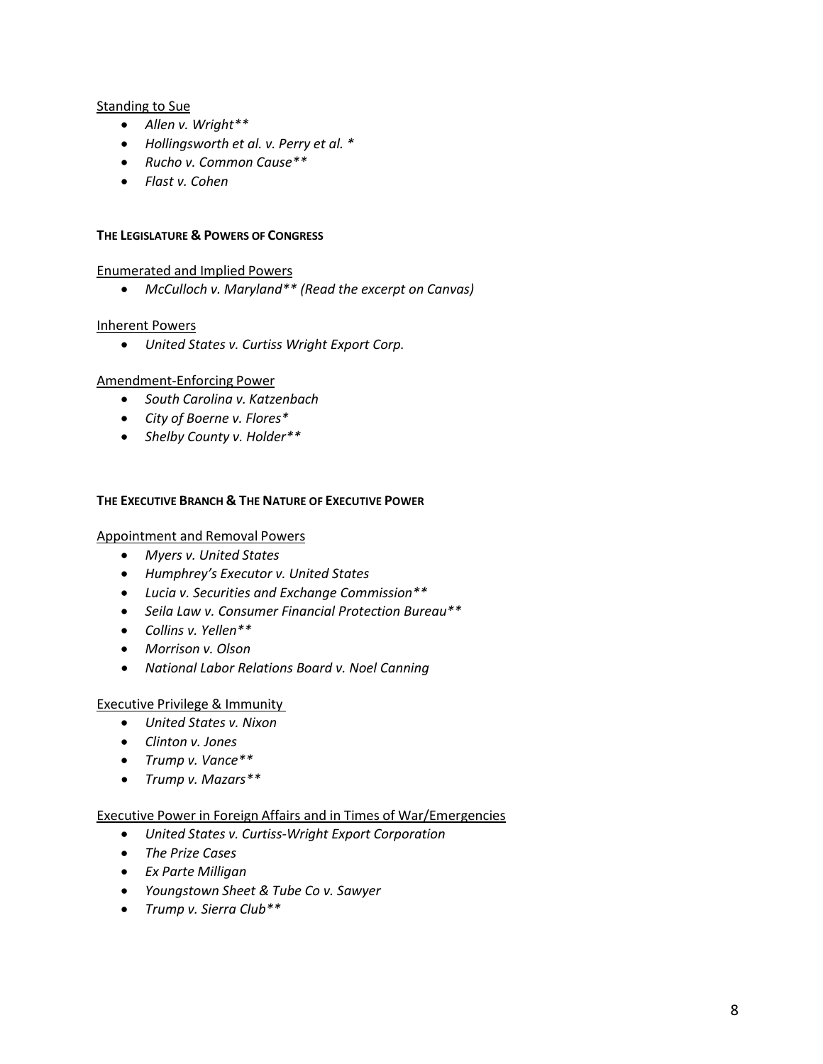Standing to Sue

- *Allen v. Wright***
- *Hollingsworth et al. v. Perry et al. **
- *Rucho v. Common Cause***
- *Flast v. Cohen*

**THE LEGISLATURE & POWERS OF CONGRESS**

Enumerated and Implied Powers

- *McCulloch v. Maryland** (Read the excerpt on Canvas)*

Inherent Powers

- *United States v. Curtiss Wright Export Corp.*

Amendment-Enforcing Power

- *South Carolina v. Katzenbach*
- *City of Boerne v. Flores**
- *Shelby County v. Holder***

**THE EXECUTIVE BRANCH & THE NATURE OF EXECUTIVE POWER**

Appointment and Removal Powers

- *Myers v. United States*
- *Humphrey's Executor v. United States*
- *Lucia v. Securities and Exchange Commission***
- *Seila Law v. Consumer Financial Protection Bureau***
- *Collins v. Yellen***
- *Morrison v. Olson*
- *National Labor Relations Board v. Noel Canning*

Executive Privilege & Immunity

- *United States v. Nixon*
- *Clinton v. Jones*
- *Trump v. Vance***
- *Trump v. Mazars***

Executive Power in Foreign Affairs and in Times of War/Emergencies

- *United States v. Curtiss-Wright Export Corporation*
- *The Prize Cases*
- *Ex Parte Milligan*
- *Youngstown Sheet & Tube Co v. Sawyer*
- *Trump v. Sierra Club***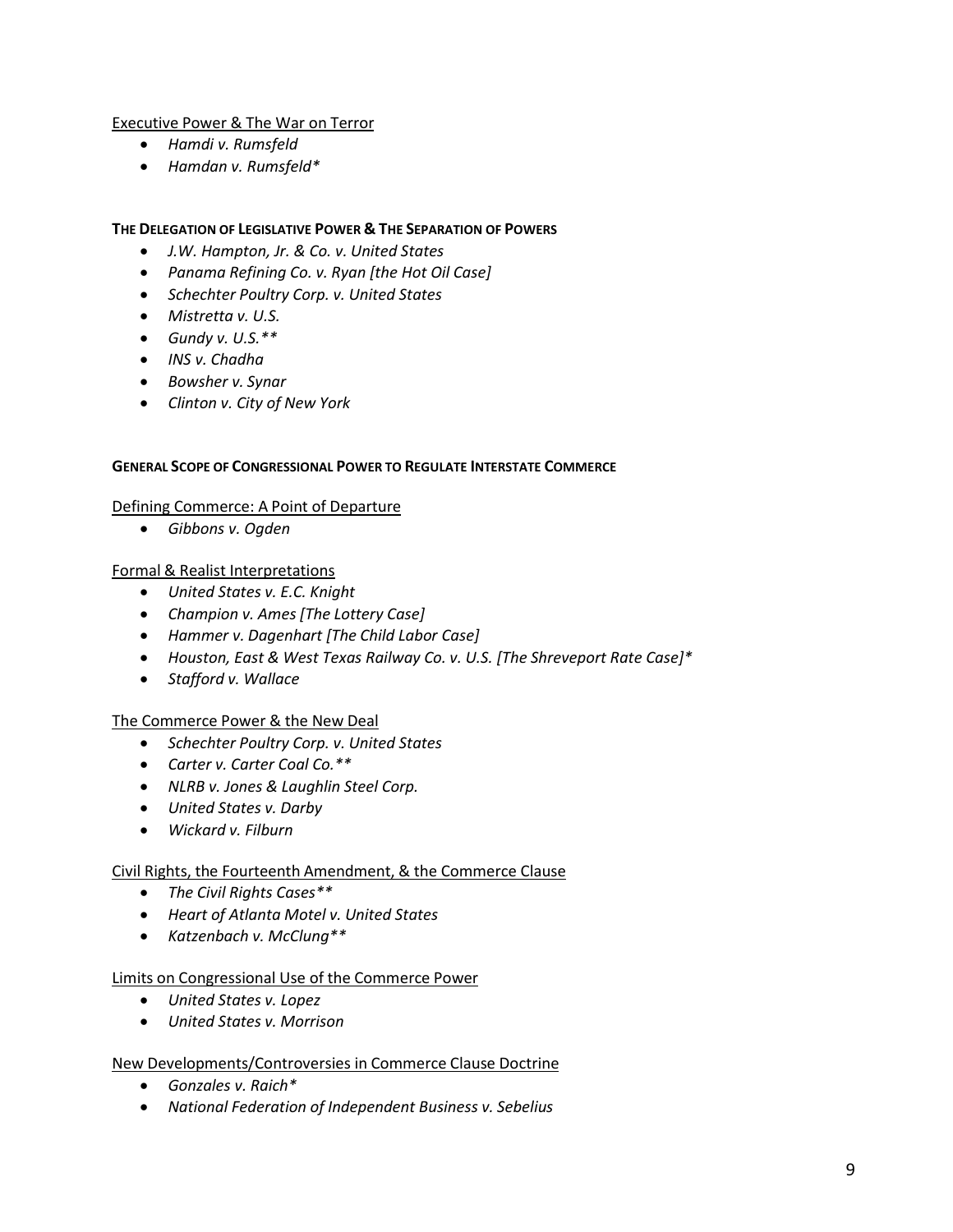Executive Power & The War on Terror

- *Hamdi v. Rumsfeld*
- *Hamdan v. Rumsfeld**

## THE DELEGATION OF LEGISLATIVE POWER & THE SEPARATION OF POWERS

- *J.W. Hampton, Jr. & Co. v. United States*
- *Panama Refining Co. v. Ryan [the Hot Oil Case]*
- *Schechter Poultry Corp. v. United States*
- *Mistretta v. U.S.*
- *Gundy v. U.S.***
- *INS v. Chadha*
- *Bowsher v. Synar*
- *Clinton v. City of New York*

## GENERAL SCOPE OF CONGRESSIONAL POWER TO REGULATE INTERSTATE COMMERCE

Defining Commerce: A Point of Departure

- *Gibbons v. Ogden*

Formal & Realist Interpretations

- *United States v. E.C. Knight*
- *Champion v. Ames [The Lottery Case]*
- *Hammer v. Dagenhart [The Child Labor Case]*
- *Houston, East & West Texas Railway Co. v. U.S. [The Shreveport Rate Case]**
- *Stafford v. Wallace*

The Commerce Power & the New Deal

- *Schechter Poultry Corp. v. United States*
- *Carter v. Carter Coal Co.***
- *NLRB v. Jones & Laughlin Steel Corp.*
- *United States v. Darby*
- *Wickard v. Filburn*

Civil Rights, the Fourteenth Amendment, & the Commerce Clause

- *The Civil Rights Cases***
- *Heart of Atlanta Motel v. United States*
- *Katzenbach v. McClung***

Limits on Congressional Use of the Commerce Power

- *United States v. Lopez*
- *United States v. Morrison*

New Developments/Controversies in Commerce Clause Doctrine

- *Gonzales v. Raich**
- *National Federation of Independent Business v. Sebelius*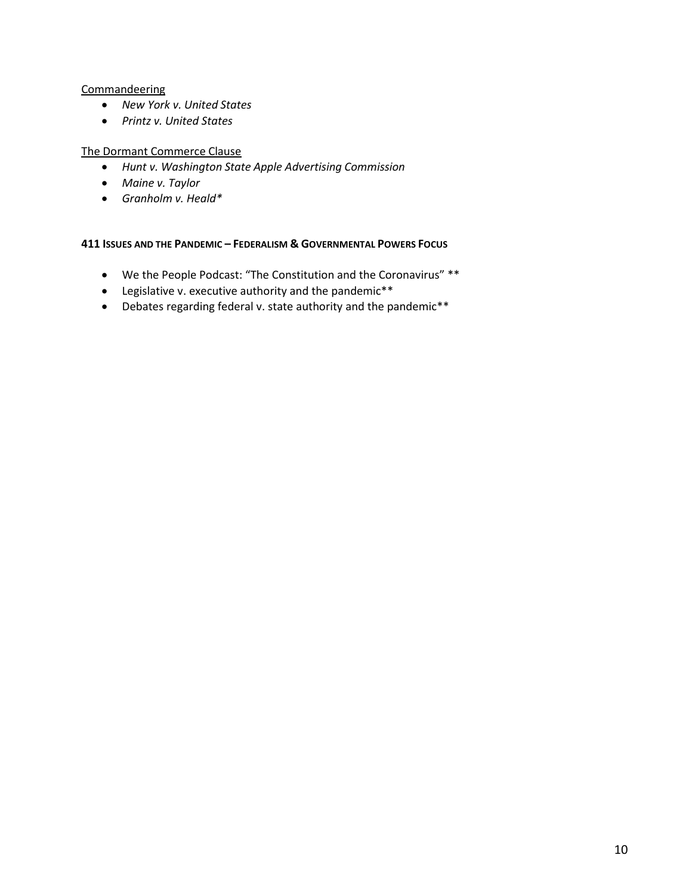<u>Commandeering</u>

- *New York v. United States*
- *Printz v. United States*

<u>The Dormant Commerce Clause</u>

- *Hunt v. Washington State Apple Advertising Commission*
- *Maine v. Taylor*
- *Granholm v. Heald**

**411 ISSUES AND THE PANDEMIC – FEDERALISM & GOVERNMENTAL POWERS FOCUS**

- We the People Podcast: "The Constitution and the Coronavirus" **
- Legislative v. executive authority and the pandemic**
- Debates regarding federal v. state authority and the pandemic**